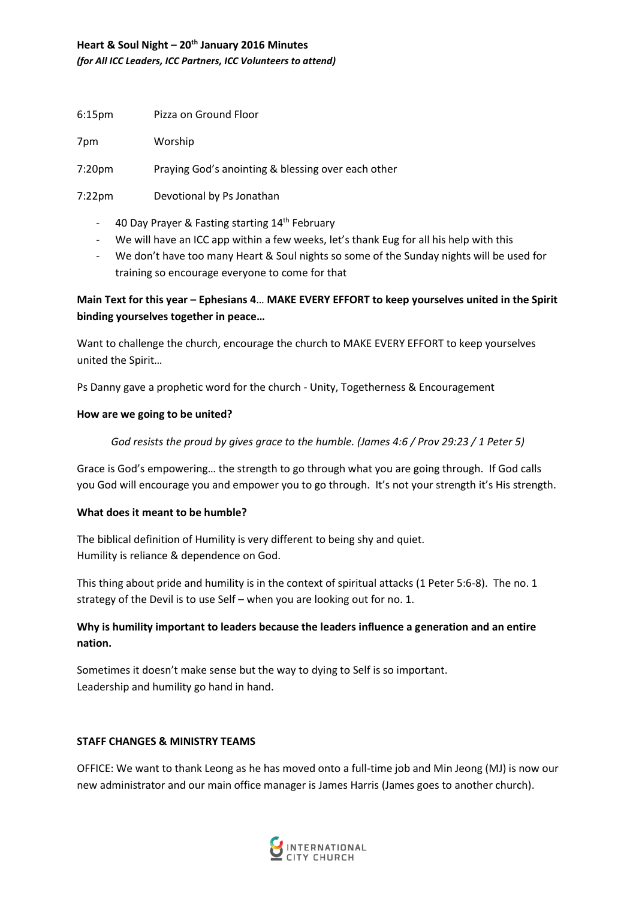**Heart & Soul Night – 20th January 2016 Minutes**
***(for All ICC Leaders, ICC Partners, ICC Volunteers to attend)***

| | |
|---|---|
| 6:15pm | Pizza on Ground Floor |
| 7pm | Worship |
| 7:20pm | Praying God's anointing & blessing over each other |
| 7:22pm | Devotional by Ps Jonathan |

- 40 Day Prayer & Fasting starting 14th February
- We will have an ICC app within a few weeks, let's thank Eug for all his help with this
- We don't have too many Heart & Soul nights so some of the Sunday nights will be used for training so encourage everyone to come for that

**Main Text for this year – Ephesians 4**… **MAKE EVERY EFFORT to keep yourselves united in the Spirit binding yourselves together in peace…**

Want to challenge the church, encourage the church to MAKE EVERY EFFORT to keep yourselves united the Spirit…

Ps Danny gave a prophetic word for the church - Unity, Togetherness & Encouragement

**How are we going to be united?**

*God resists the proud by gives grace to the humble. (James 4:6 / Prov 29:23 / 1 Peter 5)*

Grace is God's empowering… the strength to go through what you are going through. If God calls you God will encourage you and empower you to go through. It's not your strength it's His strength.

**What does it meant to be humble?**

The biblical definition of Humility is very different to being shy and quiet.
Humility is reliance & dependence on God.

This thing about pride and humility is in the context of spiritual attacks (1 Peter 5:6-8). The no. 1 strategy of the Devil is to use Self – when you are looking out for no. 1.

**Why is humility important to leaders because the leaders influence a generation and an entire nation.**

Sometimes it doesn't make sense but the way to dying to Self is so important.
Leadership and humility go hand in hand.

**STAFF CHANGES & MINISTRY TEAMS**

OFFICE: We want to thank Leong as he has moved onto a full-time job and Min Jeong (MJ) is now our new administrator and our main office manager is James Harris (James goes to another church).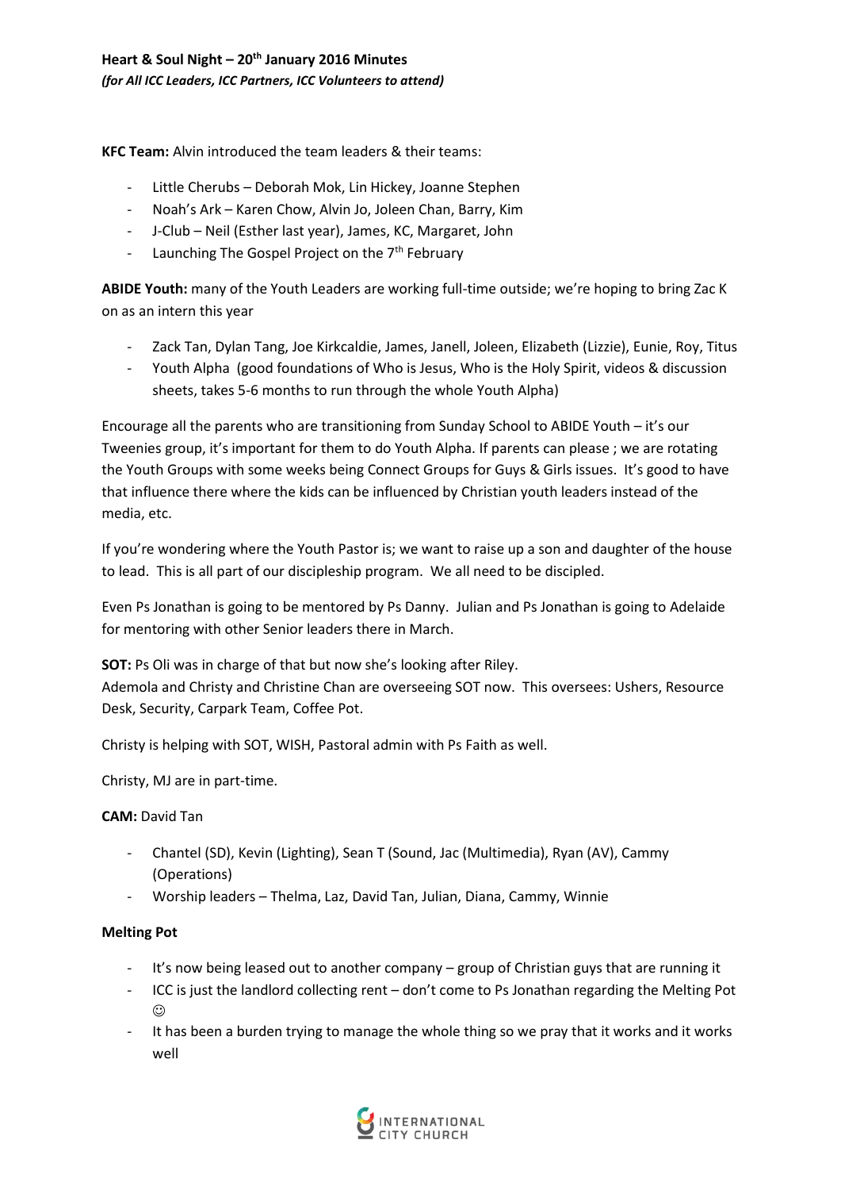**Heart & Soul Night – 20th January 2016 Minutes**
***(for All ICC Leaders, ICC Partners, ICC Volunteers to attend)***

**KFC Team:** Alvin introduced the team leaders & their teams:

- Little Cherubs – Deborah Mok, Lin Hickey, Joanne Stephen
- Noah's Ark – Karen Chow, Alvin Jo, Joleen Chan, Barry, Kim
- J-Club – Neil (Esther last year), James, KC, Margaret, John
- Launching The Gospel Project on the 7th February

**ABIDE Youth:** many of the Youth Leaders are working full-time outside; we're hoping to bring Zac K on as an intern this year

- Zack Tan, Dylan Tang, Joe Kirkcaldie, James, Janell, Joleen, Elizabeth (Lizzie), Eunie, Roy, Titus
- Youth Alpha (good foundations of Who is Jesus, Who is the Holy Spirit, videos & discussion sheets, takes 5-6 months to run through the whole Youth Alpha)

Encourage all the parents who are transitioning from Sunday School to ABIDE Youth – it's our Tweenies group, it's important for them to do Youth Alpha. If parents can please ; we are rotating the Youth Groups with some weeks being Connect Groups for Guys & Girls issues. It's good to have that influence there where the kids can be influenced by Christian youth leaders instead of the media, etc.

If you're wondering where the Youth Pastor is; we want to raise up a son and daughter of the house to lead. This is all part of our discipleship program. We all need to be discipled.

Even Ps Jonathan is going to be mentored by Ps Danny. Julian and Ps Jonathan is going to Adelaide for mentoring with other Senior leaders there in March.

**SOT:** Ps Oli was in charge of that but now she's looking after Riley.
Ademola and Christy and Christine Chan are overseeing SOT now. This oversees: Ushers, Resource Desk, Security, Carpark Team, Coffee Pot.

Christy is helping with SOT, WISH, Pastoral admin with Ps Faith as well.

Christy, MJ are in part-time.

**CAM:** David Tan

- Chantel (SD), Kevin (Lighting), Sean T (Sound, Jac (Multimedia), Ryan (AV), Cammy (Operations)
- Worship leaders – Thelma, Laz, David Tan, Julian, Diana, Cammy, Winnie

**Melting Pot**

- It's now being leased out to another company – group of Christian guys that are running it
- ICC is just the landlord collecting rent – don't come to Ps Jonathan regarding the Melting Pot ☺
- It has been a burden trying to manage the whole thing so we pray that it works and it works well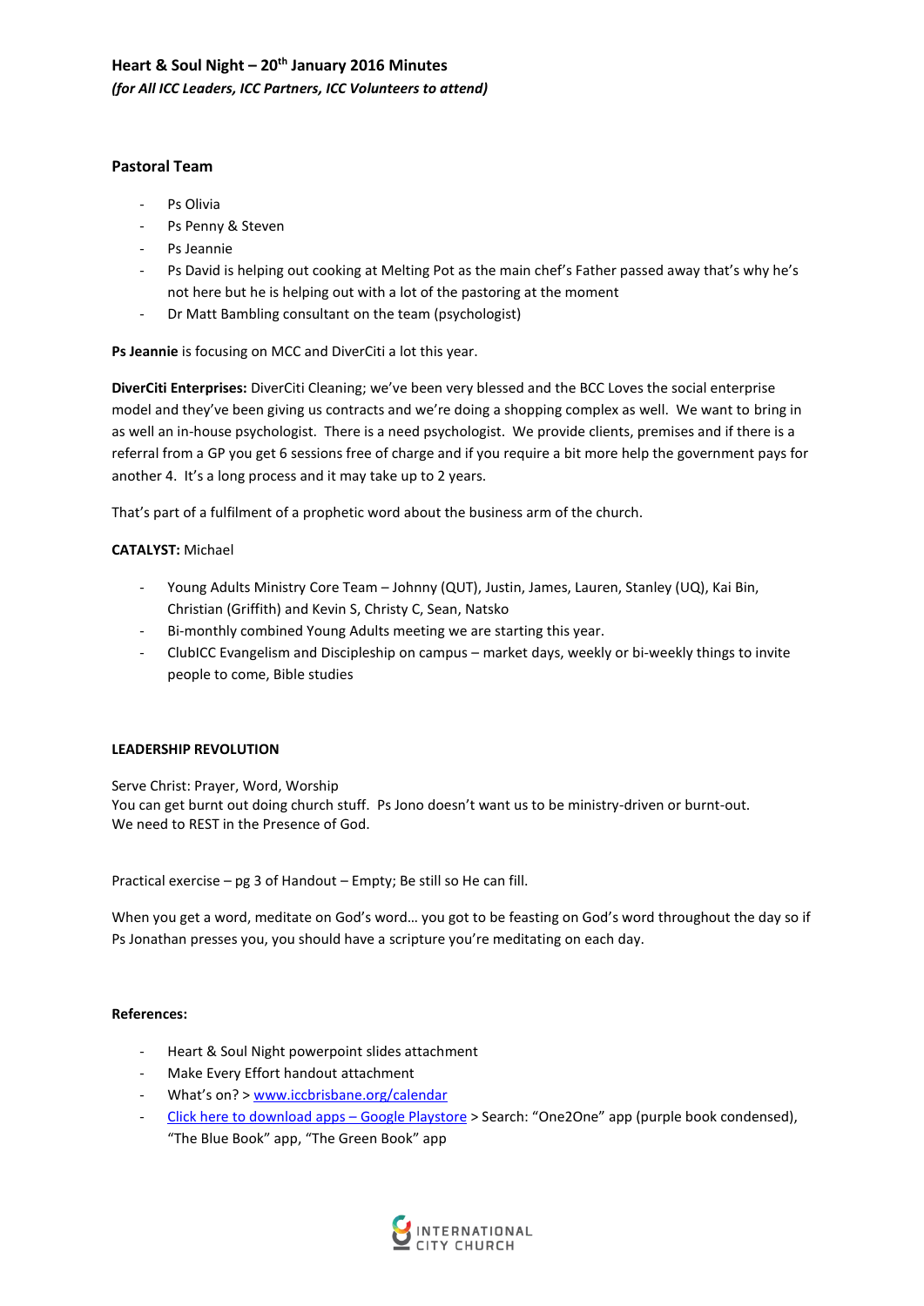**Heart & Soul Night – 20th January 2016 Minutes**
***(for All ICC Leaders, ICC Partners, ICC Volunteers to attend)***

**Pastoral Team**

- Ps Olivia
- Ps Penny & Steven
- Ps Jeannie
- Ps David is helping out cooking at Melting Pot as the main chef's Father passed away that's why he's not here but he is helping out with a lot of the pastoring at the moment
- Dr Matt Bambling consultant on the team (psychologist)

**Ps Jeannie** is focusing on MCC and DiverCiti a lot this year.

**DiverCiti Enterprises:** DiverCiti Cleaning; we've been very blessed and the BCC Loves the social enterprise model and they've been giving us contracts and we're doing a shopping complex as well. We want to bring in as well an in-house psychologist. There is a need psychologist. We provide clients, premises and if there is a referral from a GP you get 6 sessions free of charge and if you require a bit more help the government pays for another 4. It's a long process and it may take up to 2 years.

That's part of a fulfilment of a prophetic word about the business arm of the church.

**CATALYST:** Michael

- Young Adults Ministry Core Team – Johnny (QUT), Justin, James, Lauren, Stanley (UQ), Kai Bin, Christian (Griffith) and Kevin S, Christy C, Sean, Natsko
- Bi-monthly combined Young Adults meeting we are starting this year.
- ClubICC Evangelism and Discipleship on campus – market days, weekly or bi-weekly things to invite people to come, Bible studies

**LEADERSHIP REVOLUTION**

Serve Christ: Prayer, Word, Worship
You can get burnt out doing church stuff. Ps Jono doesn't want us to be ministry-driven or burnt-out.
We need to REST in the Presence of God.

Practical exercise – pg 3 of Handout – Empty; Be still so He can fill.

When you get a word, meditate on God's word… you got to be feasting on God's word throughout the day so if Ps Jonathan presses you, you should have a scripture you're meditating on each day.

**References:**

- Heart & Soul Night powerpoint slides attachment
- Make Every Effort handout attachment
- What's on? > www.iccbrisbane.org/calendar
- Click here to download apps – Google Playstore > Search: "One2One" app (purple book condensed), "The Blue Book" app, "The Green Book" app